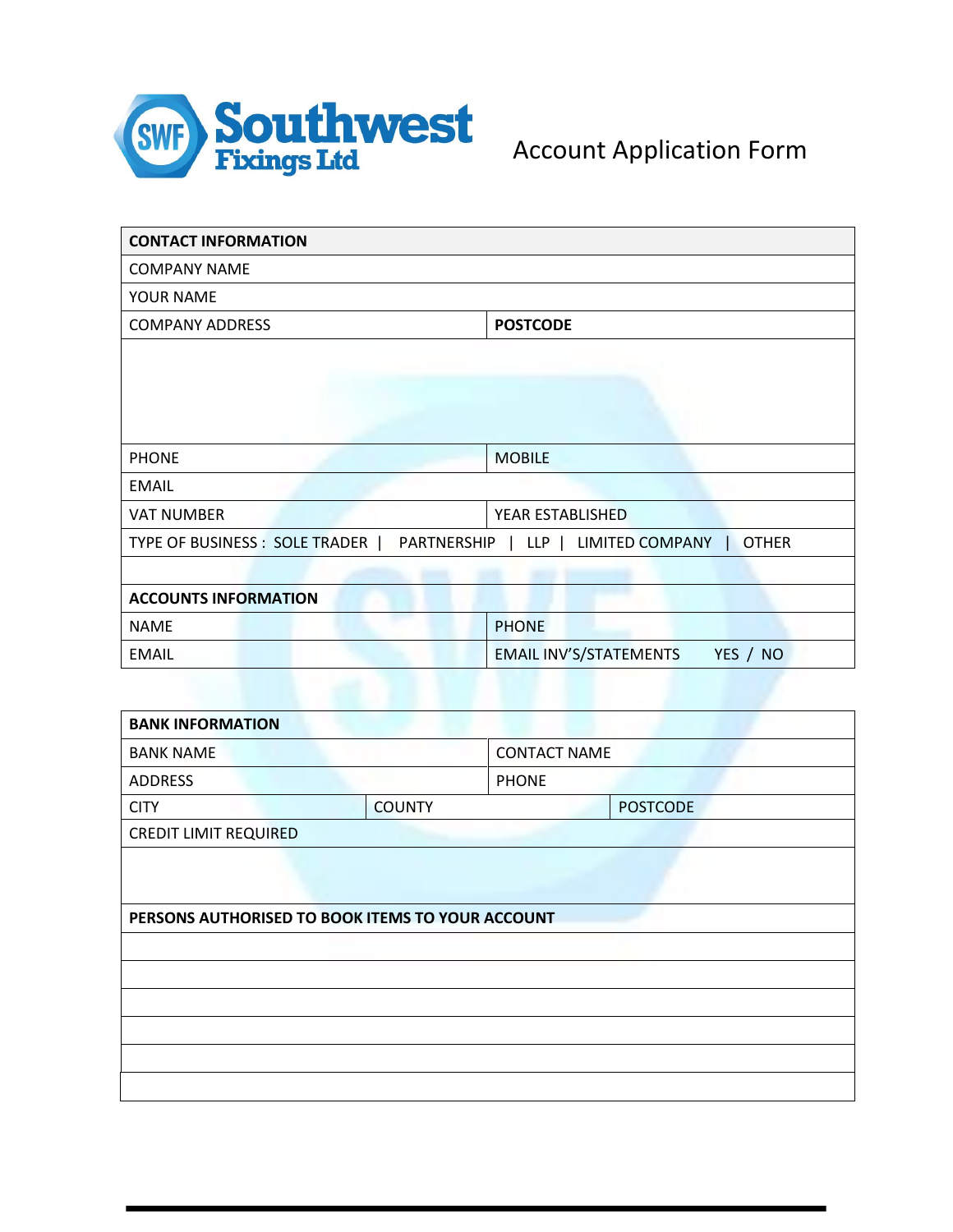# Southwest Fixings Ltd

## Account Application Form

| CONTACT INFORMATION | |
|---|---|
| COMPANY NAME | |
| YOUR NAME | |
| COMPANY ADDRESS | **POSTCODE** |
| | |
| PHONE | MOBILE |
| EMAIL | |
| VAT NUMBER | YEAR ESTABLISHED |
| TYPE OF BUSINESS : SOLE TRADER \| PARTNERSHIP \| LLP \| LIMITED COMPANY \| OTHER | |
| | |
| **ACCOUNTS INFORMATION** | |
| NAME | PHONE |
| EMAIL | EMAIL INV'S/STATEMENTS YES / NO |

| BANK INFORMATION | | |
|---|---|---|
| BANK NAME | CONTACT NAME | |
| ADDRESS | PHONE | |
| CITY | COUNTY | POSTCODE |
| CREDIT LIMIT REQUIRED | | |
| | | |
| **PERSONS AUTHORISED TO BOOK ITEMS TO YOUR ACCOUNT** | | |
| | | |
| | | |
| | | |
| | | |
| | | |
| | | |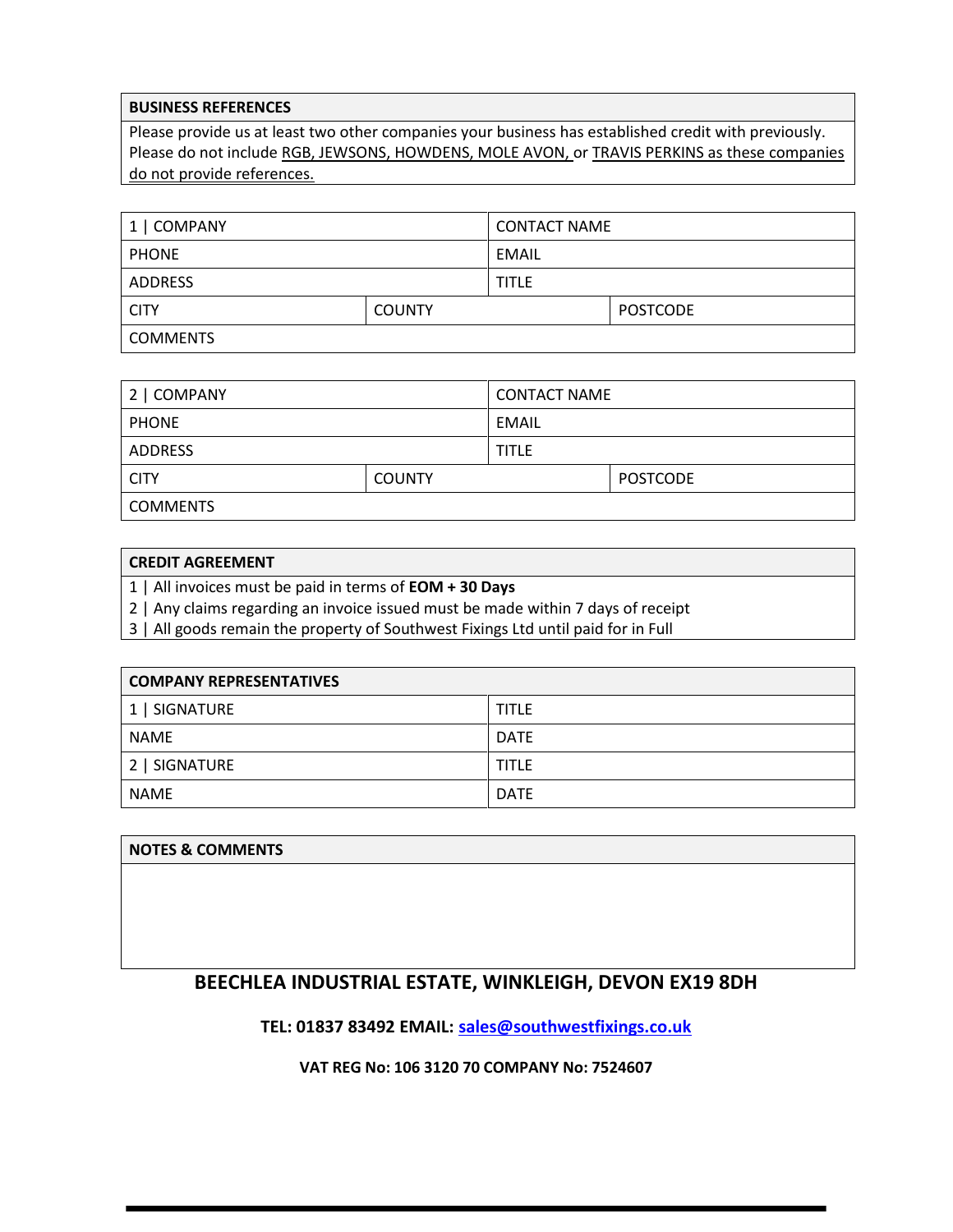| BUSINESS REFERENCES |
|---|
| Please provide us at least two other companies your business has established credit with previously. Please do not include RGB, JEWSONS, HOWDENS, MOLE AVON, or TRAVIS PERKINS as these companies do not provide references. |

| | | | |
|---|---|---|---|
| 1 \| COMPANY | | CONTACT NAME | |
| PHONE | | EMAIL | |
| ADDRESS | | TITLE | |
| CITY | COUNTY | | POSTCODE |
| COMMENTS | | | |

| | | | |
|---|---|---|---|
| 2 \| COMPANY | | CONTACT NAME | |
| PHONE | | EMAIL | |
| ADDRESS | | TITLE | |
| CITY | COUNTY | | POSTCODE |
| COMMENTS | | | |

| CREDIT AGREEMENT |
|---|
| 1 \| All invoices must be paid in terms of **EOM + 30 Days** |
| 2 \| Any claims regarding an invoice issued must be made within 7 days of receipt |
| 3 \| All goods remain the property of Southwest Fixings Ltd until paid for in Full |

| COMPANY REPRESENTATIVES | |
|---|---|
| 1 \| SIGNATURE | TITLE |
| NAME | DATE |
| 2 \| SIGNATURE | TITLE |
| NAME | DATE |

| NOTES & COMMENTS |
|---|
| |

**BEECHLEA INDUSTRIAL ESTATE, WINKLEIGH, DEVON EX19 8DH**

**TEL: 01837 83492 EMAIL: sales@southwestfixings.co.uk**

**VAT REG No: 106 3120 70 COMPANY No: 7524607**